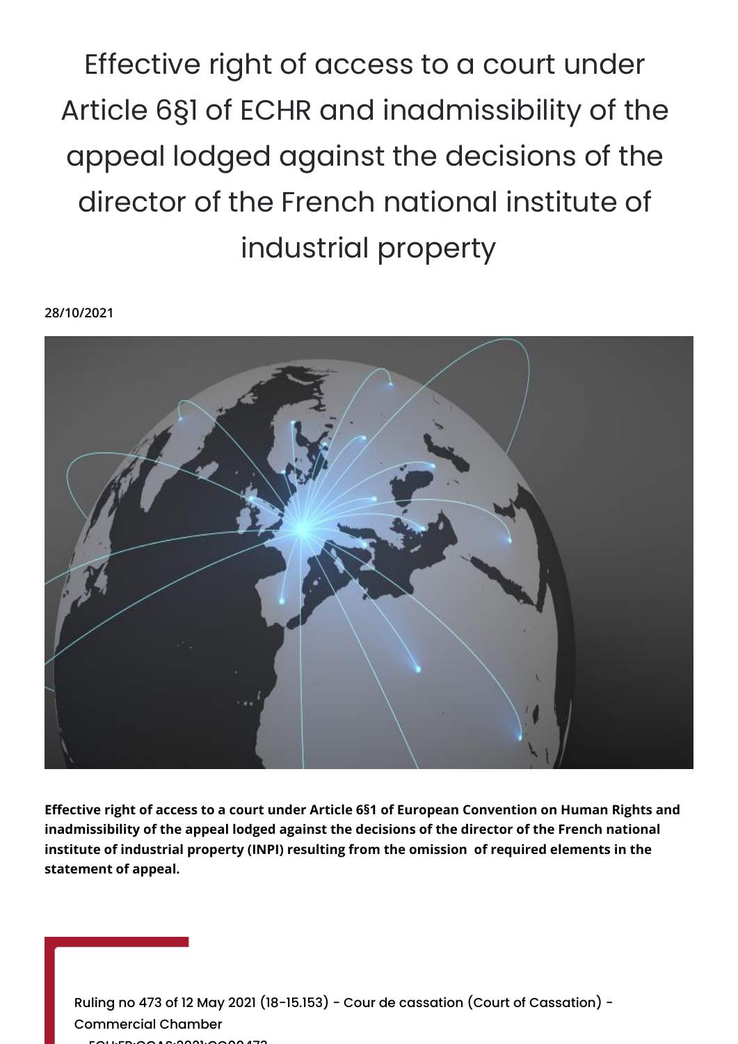# Effective right of access to a court under Article 6§1 of ECHR and inadmissibility of the appeal lodged against the decisions of the director of the French national institute of industrial property

28/10/2021

**Effective right of access to a court under Article 6§1 of European Convention on Human Rights and inadmissibility of the appeal lodged against the decisions of the director of the French national institute of industrial property (INPI) resulting from the omission of required elements in the statement of appeal.**

Ruling no 473 of 12 May 2021 (18-15.153) - Cour de cassation (Court of Cassation) - Commercial Chamber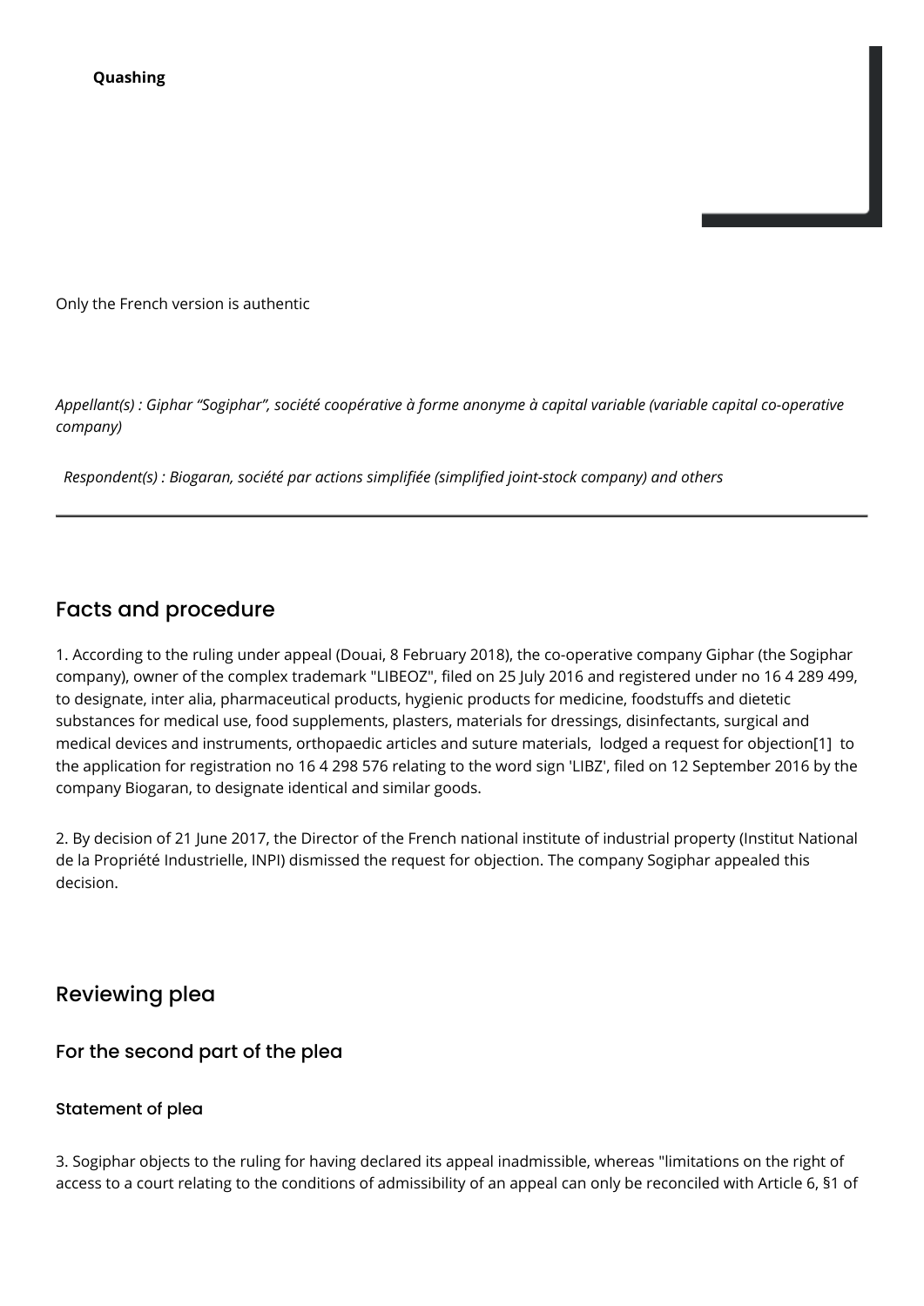**Quashing**

Only the French version is authentic

*Appellant(s) : Giphar "Sogiphar", société coopérative à forme anonyme à capital variable (variable capital co-operative company)*

*Respondent(s) : Biogaran, société par actions simplifiée (simplified joint-stock company) and others*

---

## Facts and procedure

1. According to the ruling under appeal (Douai, 8 February 2018), the co-operative company Giphar (the Sogiphar company), owner of the complex trademark "LIBEOZ", filed on 25 July 2016 and registered under no 16 4 289 499, to designate, inter alia, pharmaceutical products, hygienic products for medicine, foodstuffs and dietetic substances for medical use, food supplements, plasters, materials for dressings, disinfectants, surgical and medical devices and instruments, orthopaedic articles and suture materials, lodged a request for objection[1] to the application for registration no 16 4 298 576 relating to the word sign 'LIBZ', filed on 12 September 2016 by the company Biogaran, to designate identical and similar goods.

2. By decision of 21 June 2017, the Director of the French national institute of industrial property (Institut National de la Propriété Industrielle, INPI) dismissed the request for objection. The company Sogiphar appealed this decision.

## Reviewing plea

### For the second part of the plea

#### Statement of plea

3. Sogiphar objects to the ruling for having declared its appeal inadmissible, whereas "limitations on the right of access to a court relating to the conditions of admissibility of an appeal can only be reconciled with Article 6, §1 of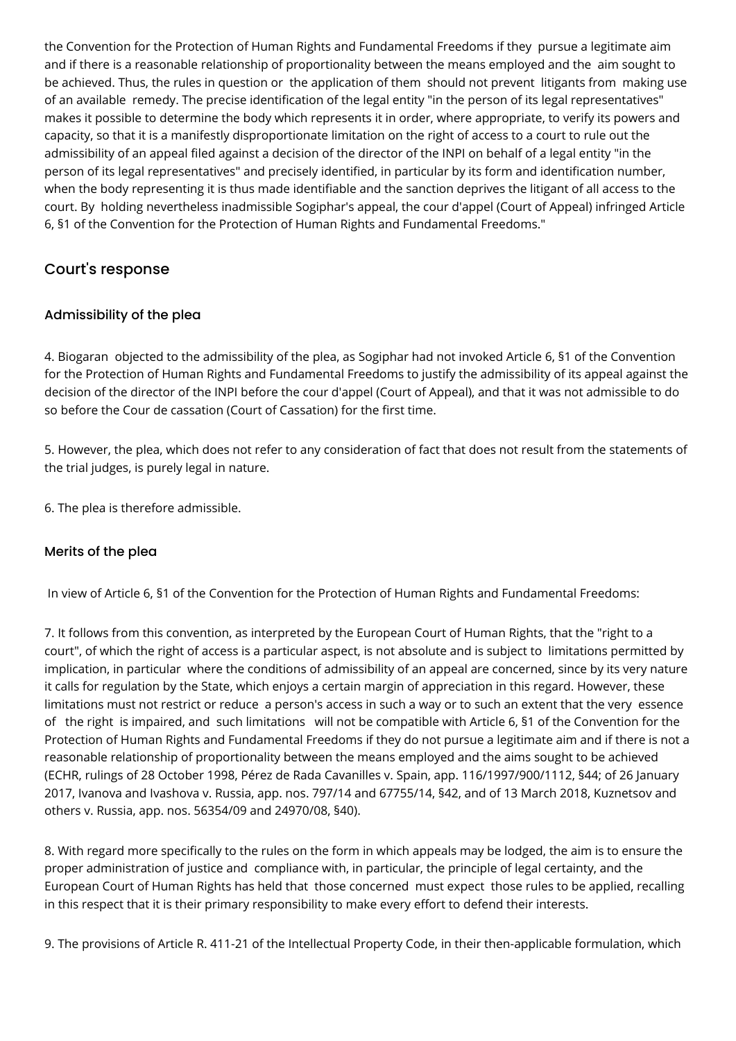the Convention for the Protection of Human Rights and Fundamental Freedoms if they pursue a legitimate aim and if there is a reasonable relationship of proportionality between the means employed and the aim sought to be achieved. Thus, the rules in question or the application of them should not prevent litigants from making use of an available remedy. The precise identification of the legal entity "in the person of its legal representatives" makes it possible to determine the body which represents it in order, where appropriate, to verify its powers and capacity, so that it is a manifestly disproportionate limitation on the right of access to a court to rule out the admissibility of an appeal filed against a decision of the director of the INPI on behalf of a legal entity "in the person of its legal representatives" and precisely identified, in particular by its form and identification number, when the body representing it is thus made identifiable and the sanction deprives the litigant of all access to the court. By holding nevertheless inadmissible Sogiphar's appeal, the cour d'appel (Court of Appeal) infringed Article 6, §1 of the Convention for the Protection of Human Rights and Fundamental Freedoms."

## Court's response

### Admissibility of the plea

4. Biogaran objected to the admissibility of the plea, as Sogiphar had not invoked Article 6, §1 of the Convention for the Protection of Human Rights and Fundamental Freedoms to justify the admissibility of its appeal against the decision of the director of the INPI before the cour d'appel (Court of Appeal), and that it was not admissible to do so before the Cour de cassation (Court of Cassation) for the first time.

5. However, the plea, which does not refer to any consideration of fact that does not result from the statements of the trial judges, is purely legal in nature.

6. The plea is therefore admissible.

### Merits of the plea

In view of Article 6, §1 of the Convention for the Protection of Human Rights and Fundamental Freedoms:

7. It follows from this convention, as interpreted by the European Court of Human Rights, that the "right to a court", of which the right of access is a particular aspect, is not absolute and is subject to limitations permitted by implication, in particular where the conditions of admissibility of an appeal are concerned, since by its very nature it calls for regulation by the State, which enjoys a certain margin of appreciation in this regard. However, these limitations must not restrict or reduce a person's access in such a way or to such an extent that the very essence of the right is impaired, and such limitations will not be compatible with Article 6, §1 of the Convention for the Protection of Human Rights and Fundamental Freedoms if they do not pursue a legitimate aim and if there is not a reasonable relationship of proportionality between the means employed and the aims sought to be achieved (ECHR, rulings of 28 October 1998, Pérez de Rada Cavanilles v. Spain, app. 116/1997/900/1112, §44; of 26 January 2017, Ivanova and Ivashova v. Russia, app. nos. 797/14 and 67755/14, §42, and of 13 March 2018, Kuznetsov and others v. Russia, app. nos. 56354/09 and 24970/08, §40).

8. With regard more specifically to the rules on the form in which appeals may be lodged, the aim is to ensure the proper administration of justice and compliance with, in particular, the principle of legal certainty, and the European Court of Human Rights has held that those concerned must expect those rules to be applied, recalling in this respect that it is their primary responsibility to make every effort to defend their interests.

9. The provisions of Article R. 411-21 of the Intellectual Property Code, in their then-applicable formulation, which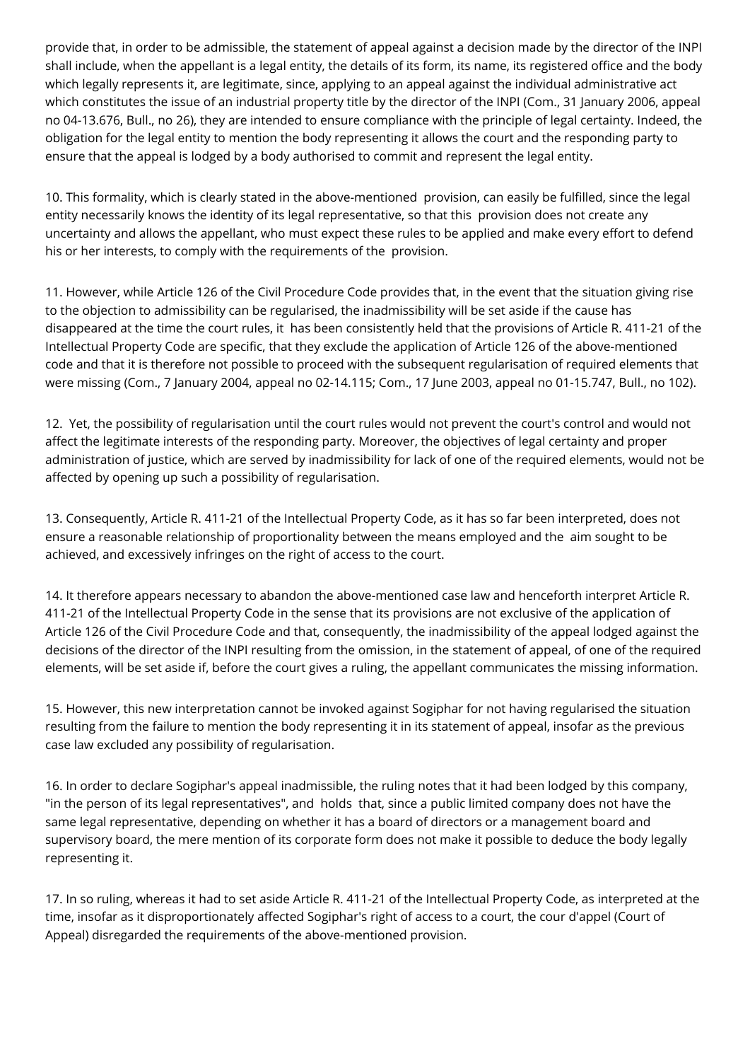provide that, in order to be admissible, the statement of appeal against a decision made by the director of the INPI shall include, when the appellant is a legal entity, the details of its form, its name, its registered office and the body which legally represents it, are legitimate, since, applying to an appeal against the individual administrative act which constitutes the issue of an industrial property title by the director of the INPI (Com., 31 January 2006, appeal no 04-13.676, Bull., no 26), they are intended to ensure compliance with the principle of legal certainty. Indeed, the obligation for the legal entity to mention the body representing it allows the court and the responding party to ensure that the appeal is lodged by a body authorised to commit and represent the legal entity.

10. This formality, which is clearly stated in the above-mentioned provision, can easily be fulfilled, since the legal entity necessarily knows the identity of its legal representative, so that this provision does not create any uncertainty and allows the appellant, who must expect these rules to be applied and make every effort to defend his or her interests, to comply with the requirements of the provision.

11. However, while Article 126 of the Civil Procedure Code provides that, in the event that the situation giving rise to the objection to admissibility can be regularised, the inadmissibility will be set aside if the cause has disappeared at the time the court rules, it has been consistently held that the provisions of Article R. 411-21 of the Intellectual Property Code are specific, that they exclude the application of Article 126 of the above-mentioned code and that it is therefore not possible to proceed with the subsequent regularisation of required elements that were missing (Com., 7 January 2004, appeal no 02-14.115; Com., 17 June 2003, appeal no 01-15.747, Bull., no 102).

12. Yet, the possibility of regularisation until the court rules would not prevent the court's control and would not affect the legitimate interests of the responding party. Moreover, the objectives of legal certainty and proper administration of justice, which are served by inadmissibility for lack of one of the required elements, would not be affected by opening up such a possibility of regularisation.

13. Consequently, Article R. 411-21 of the Intellectual Property Code, as it has so far been interpreted, does not ensure a reasonable relationship of proportionality between the means employed and the aim sought to be achieved, and excessively infringes on the right of access to the court.

14. It therefore appears necessary to abandon the above-mentioned case law and henceforth interpret Article R. 411-21 of the Intellectual Property Code in the sense that its provisions are not exclusive of the application of Article 126 of the Civil Procedure Code and that, consequently, the inadmissibility of the appeal lodged against the decisions of the director of the INPI resulting from the omission, in the statement of appeal, of one of the required elements, will be set aside if, before the court gives a ruling, the appellant communicates the missing information.

15. However, this new interpretation cannot be invoked against Sogiphar for not having regularised the situation resulting from the failure to mention the body representing it in its statement of appeal, insofar as the previous case law excluded any possibility of regularisation.

16. In order to declare Sogiphar's appeal inadmissible, the ruling notes that it had been lodged by this company, "in the person of its legal representatives", and holds that, since a public limited company does not have the same legal representative, depending on whether it has a board of directors or a management board and supervisory board, the mere mention of its corporate form does not make it possible to deduce the body legally representing it.

17. In so ruling, whereas it had to set aside Article R. 411-21 of the Intellectual Property Code, as interpreted at the time, insofar as it disproportionately affected Sogiphar's right of access to a court, the cour d'appel (Court of Appeal) disregarded the requirements of the above-mentioned provision.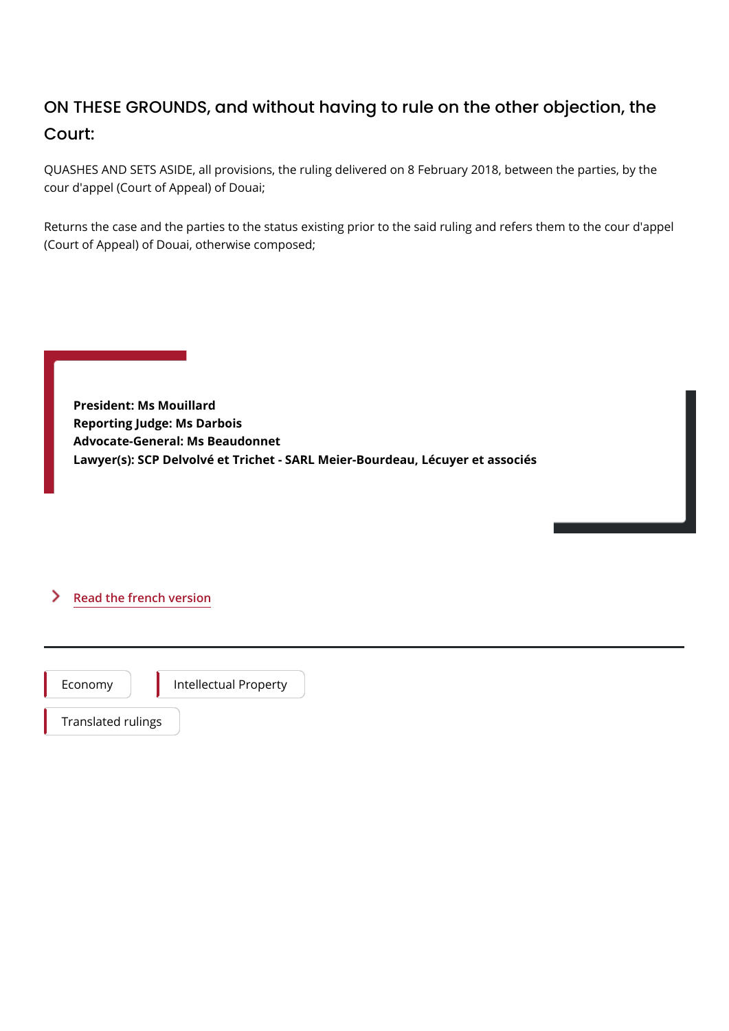## ON THESE GROUNDS, and without having to rule on the other objection, the Court:

QUASHES AND SETS ASIDE, all provisions, the ruling delivered on 8 February 2018, between the parties, by the cour d'appel (Court of Appeal) of Douai;

Returns the case and the parties to the status existing prior to the said ruling and refers them to the cour d'appel (Court of Appeal) of Douai, otherwise composed;

**President: Ms Mouillard**
**Reporting Judge: Ms Darbois**
**Advocate-General: Ms Beaudonnet**
**Lawyer(s): SCP Delvolvé et Trichet - SARL Meier-Bourdeau, Lécuyer et associés**

Read the french version

Economy

Intellectual Property

Translated rulings